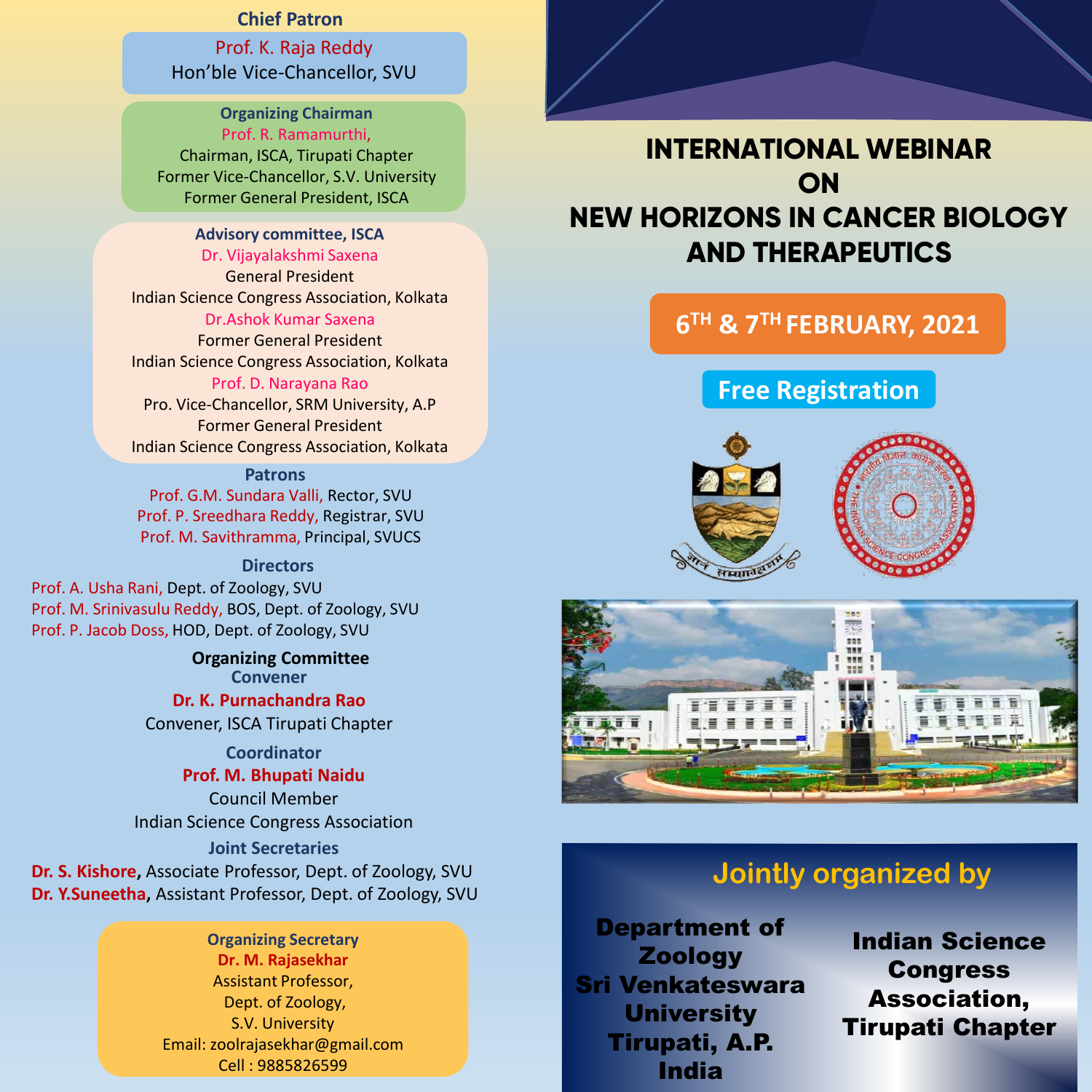# INTERNATIONAL WEBINAR ON NEW HORIZONS IN CANCER BIOLOGY AND THERAPEUTICS

**6TH & 7TH FEBRUARY, 2021**

**Free Registration**

## Jointly organized by

**Department of Zoology**
**Sri Venkateswara University**
**Tirupati, A.P.**
**India**

**Indian Science Congress Association, Tirupati Chapter**

---

### Chief Patron

Prof. K. Raja Reddy
Hon'ble Vice-Chancellor, SVU

### Organizing Chairman

Prof. R. Ramamurthi,
Chairman, ISCA, Tirupati Chapter
Former Vice-Chancellor, S.V. University
Former General President, ISCA

### Advisory committee, ISCA

Dr. Vijayalakshmi Saxena
General President
Indian Science Congress Association, Kolkata

Dr.Ashok Kumar Saxena
Former General President
Indian Science Congress Association, Kolkata

Prof. D. Narayana Rao
Pro. Vice-Chancellor, SRM University, A.P
Former General President
Indian Science Congress Association, Kolkata

### Patrons

Prof. G.M. Sundara Valli, Rector, SVU
Prof. P. Sreedhara Reddy, Registrar, SVU
Prof. M. Savithramma, Principal, SVUCS

### Directors

Prof. A. Usha Rani, Dept. of Zoology, SVU
Prof. M. Srinivasulu Reddy, BOS, Dept. of Zoology, SVU
Prof. P. Jacob Doss, HOD, Dept. of Zoology, SVU

### Organizing Committee

#### Convener

**Dr. K. Purnachandra Rao**
Convener, ISCA Tirupati Chapter

#### Coordinator

**Prof. M. Bhupati Naidu**
Council Member
Indian Science Congress Association

#### Joint Secretaries

**Dr. S. Kishore**, Associate Professor, Dept. of Zoology, SVU
**Dr. Y.Suneetha**, Assistant Professor, Dept. of Zoology, SVU

#### Organizing Secretary

**Dr. M. Rajasekhar**
Assistant Professor,
Dept. of Zoology,
S.V. University
Email: zoolrajasekhar@gmail.com
Cell : 9885826599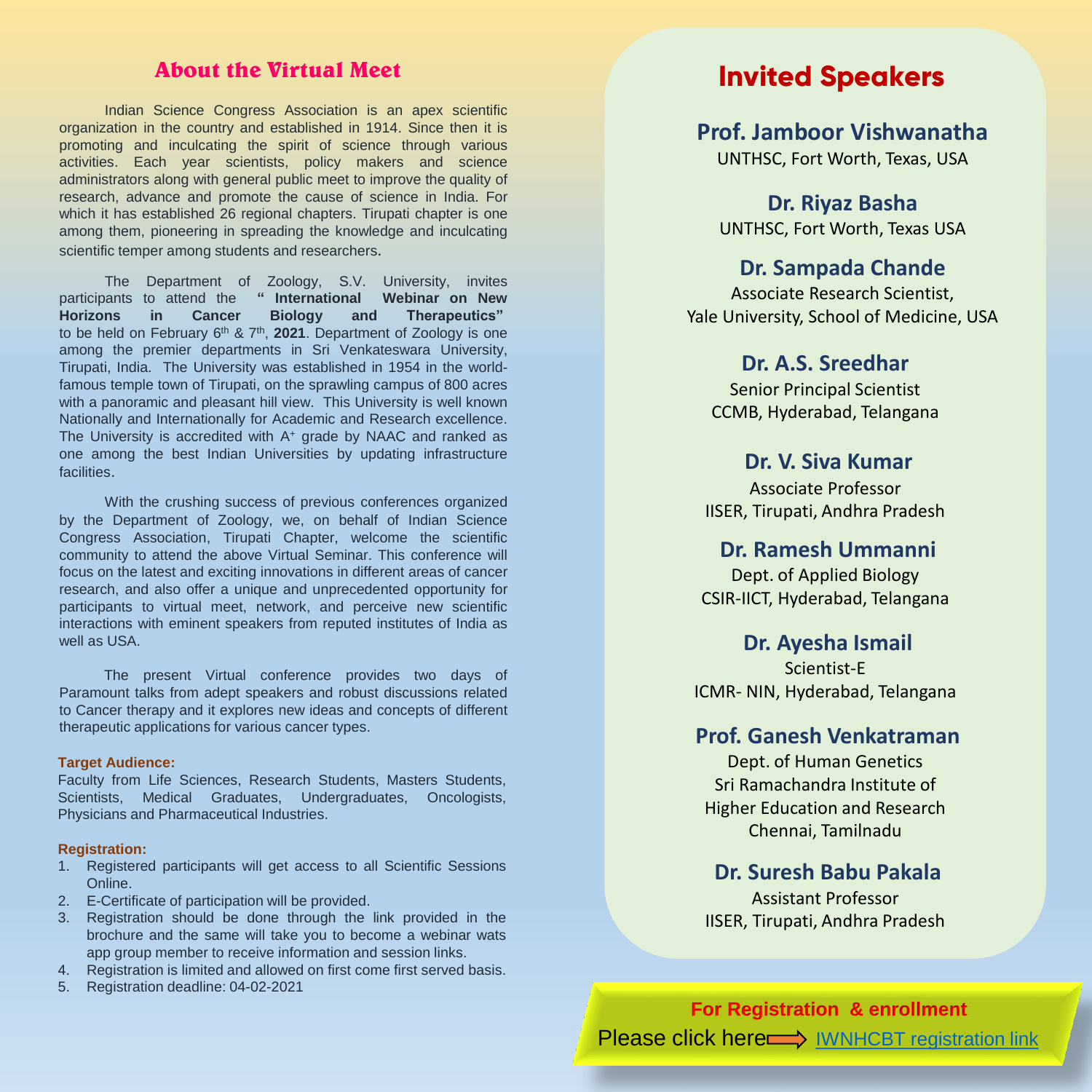## About the Virtual Meet

Indian Science Congress Association is an apex scientific organization in the country and established in 1914. Since then it is promoting and inculcating the spirit of science through various activities. Each year scientists, policy makers and science administrators along with general public meet to improve the quality of research, advance and promote the cause of science in India. For which it has established 26 regional chapters. Tirupati chapter is one among them, pioneering in spreading the knowledge and inculcating scientific temper among students and researchers.

The Department of Zoology, S.V. University, invites participants to attend the **" International Webinar on New Horizons in Cancer Biology and Therapeutics"** to be held on February 6th & 7th, **2021**. Department of Zoology is one among the premier departments in Sri Venkateswara University, Tirupati, India. The University was established in 1954 in the world-famous temple town of Tirupati, on the sprawling campus of 800 acres with a panoramic and pleasant hill view. This University is well known Nationally and Internationally for Academic and Research excellence. The University is accredited with A+ grade by NAAC and ranked as one among the best Indian Universities by updating infrastructure facilities.

With the crushing success of previous conferences organized by the Department of Zoology, we, on behalf of Indian Science Congress Association, Tirupati Chapter, welcome the scientific community to attend the above Virtual Seminar. This conference will focus on the latest and exciting innovations in different areas of cancer research, and also offer a unique and unprecedented opportunity for participants to virtual meet, network, and perceive new scientific interactions with eminent speakers from reputed institutes of India as well as USA.

The present Virtual conference provides two days of Paramount talks from adept speakers and robust discussions related to Cancer therapy and it explores new ideas and concepts of different therapeutic applications for various cancer types.

**Target Audience:**

Faculty from Life Sciences, Research Students, Masters Students, Scientists, Medical Graduates, Undergraduates, Oncologists, Physicians and Pharmaceutical Industries.

**Registration:**

1. Registered participants will get access to all Scientific Sessions Online.
2. E-Certificate of participation will be provided.
3. Registration should be done through the link provided in the brochure and the same will take you to become a webinar wats app group member to receive information and session links.
4. Registration is limited and allowed on first come first served basis.
5. Registration deadline: 04-02-2021

## Invited Speakers

**Prof. Jamboor Vishwanatha**
UNTHSC, Fort Worth, Texas, USA

**Dr. Riyaz Basha**
UNTHSC, Fort Worth, Texas USA

**Dr. Sampada Chande**
Associate Research Scientist,
Yale University, School of Medicine, USA

**Dr. A.S. Sreedhar**
Senior Principal Scientist
CCMB, Hyderabad, Telangana

**Dr. V. Siva Kumar**
Associate Professor
IISER, Tirupati, Andhra Pradesh

**Dr. Ramesh Ummanni**
Dept. of Applied Biology
CSIR-IICT, Hyderabad, Telangana

**Dr. Ayesha Ismail**
Scientist-E
ICMR- NIN, Hyderabad, Telangana

**Prof. Ganesh Venkatraman**
Dept. of Human Genetics
Sri Ramachandra Institute of
Higher Education and Research
Chennai, Tamilnadu

**Dr. Suresh Babu Pakala**
Assistant Professor
IISER, Tirupati, Andhra Pradesh

**For Registration & enrollment**

Please click here ⇨ IWNHCBT registration link